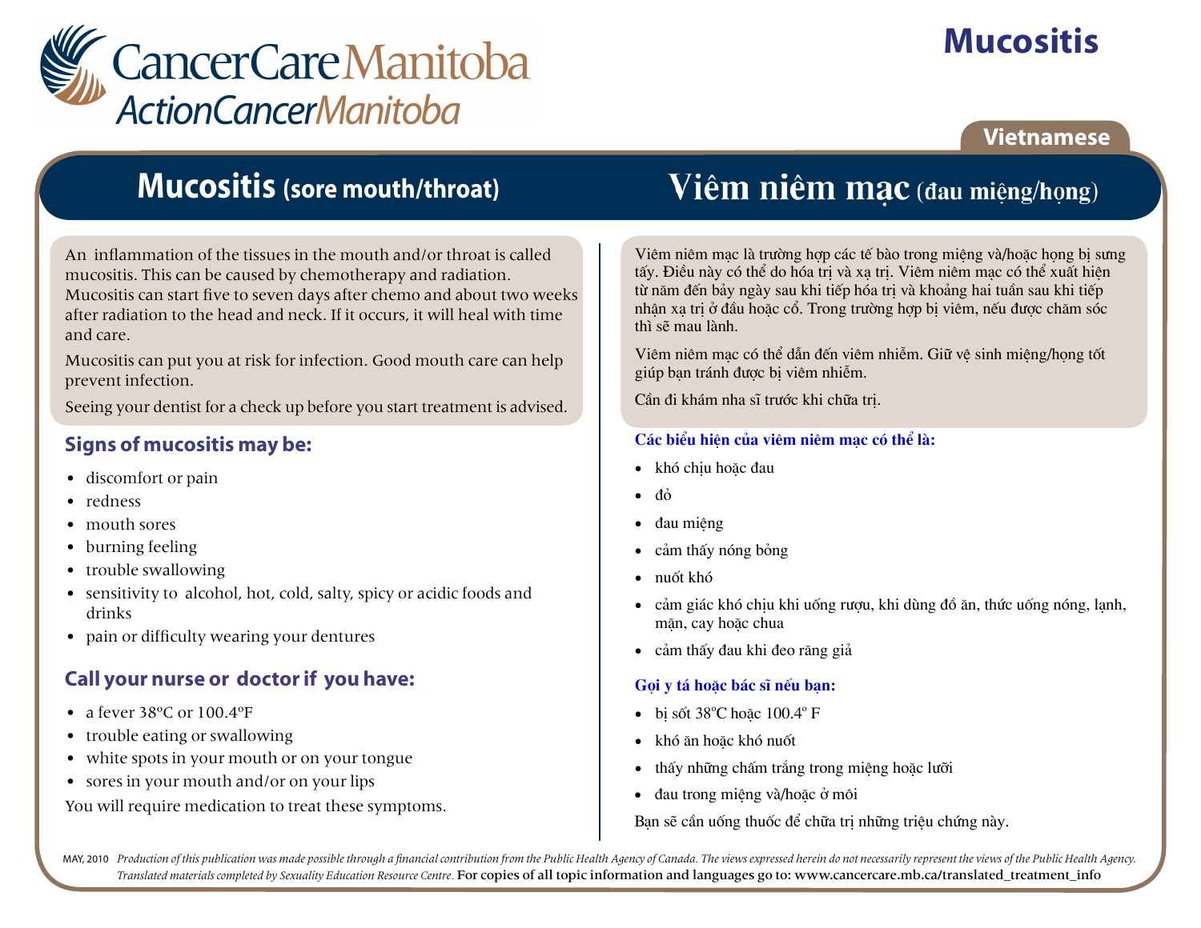# CancerCare Manitoba
## ActionCancerManitoba

**Mucositis**

**Vietnamese**

## Mucositis (sore mouth/throat)

An inflammation of the tissues in the mouth and/or throat is called mucositis. This can be caused by chemotherapy and radiation. Mucositis can start five to seven days after chemo and about two weeks after radiation to the head and neck. If it occurs, it will heal with time and care.

Mucositis can put you at risk for infection. Good mouth care can help prevent infection.

Seeing your dentist for a check up before you start treatment is advised.

### Signs of mucositis may be:

- discomfort or pain
- redness
- mouth sores
- burning feeling
- trouble swallowing
- sensitivity to alcohol, hot, cold, salty, spicy or acidic foods and drinks
- pain or difficulty wearing your dentures

### Call your nurse or doctor if you have:

- a fever 38ºC or 100.4ºF
- trouble eating or swallowing
- white spots in your mouth or on your tongue
- sores in your mouth and/or on your lips

You will require medication to treat these symptoms.

## Viêm niêm mạc (đau miệng/họng)

Viêm niêm mạc là trường hợp các tế bào trong miệng và/hoặc họng bị sưng tấy. Điều này có thể do hóa trị và xạ trị. Viêm niêm mạc có thể xuất hiện từ năm đến bảy ngày sau khi tiếp hóa trị và khoảng hai tuần sau khi tiếp nhận xạ trị ở đầu hoặc cổ. Trong trường hợp bị viêm, nếu được chăm sóc thì sẽ mau lành.

Viêm niêm mạc có thể dẫn đến viêm nhiễm. Giữ vệ sinh miệng/họng tốt giúp bạn tránh được bị viêm nhiễm.

Cần đi khám nha sĩ trước khi chữa trị.

### Các biểu hiện của viêm niêm mạc có thể là:

- khó chịu hoặc đau
- đỏ
- đau miệng
- cảm thấy nóng bỏng
- nuốt khó
- cảm giác khó chịu khi uống rượu, khi dùng đồ ăn, thức uống nóng, lạnh, mặn, cay hoặc chua
- cảm thấy đau khi đeo răng giả

### Gọi y tá hoặc bác sĩ nếu bạn:

- bị sốt 38ºC hoặc 100.4º F
- khó ăn hoặc khó nuốt
- thấy những chấm trắng trong miệng hoặc lưỡi
- đau trong miệng và/hoặc ở môi

Bạn sẽ cần uống thuốc để chữa trị những triệu chứng này.

MAY, 2010 *Production of this publication was made possible through a financial contribution from the Public Health Agency of Canada. The views expressed herein do not necessarily represent the views of the Public Health Agency. Translated materials completed by Sexuality Education Resource Centre.* For copies of all topic information and languages go to: www.cancercare.mb.ca/translated_treatment_info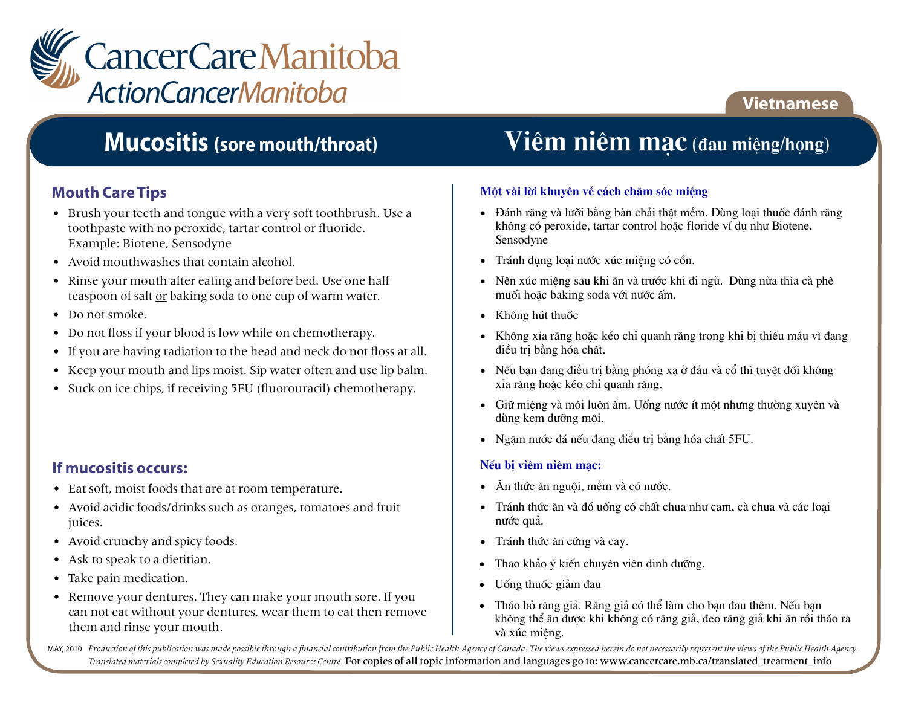CancerCare Manitoba
ActionCancerManitoba

Vietnamese

# Mucositis (sore mouth/throat)

## Mouth Care Tips

- Brush your teeth and tongue with a very soft toothbrush. Use a toothpaste with no peroxide, tartar control or fluoride. Example: Biotene, Sensodyne
- Avoid mouthwashes that contain alcohol.
- Rinse your mouth after eating and before bed. Use one half teaspoon of salt or baking soda to one cup of warm water.
- Do not smoke.
- Do not floss if your blood is low while on chemotherapy.
- If you are having radiation to the head and neck do not floss at all.
- Keep your mouth and lips moist. Sip water often and use lip balm.
- Suck on ice chips, if receiving 5FU (fluorouracil) chemotherapy.

## If mucositis occurs:

- Eat soft, moist foods that are at room temperature.
- Avoid acidic foods/drinks such as oranges, tomatoes and fruit juices.
- Avoid crunchy and spicy foods.
- Ask to speak to a dietitian.
- Take pain medication.
- Remove your dentures. They can make your mouth sore. If you can not eat without your dentures, wear them to eat then remove them and rinse your mouth.

# Viêm niêm mạc (đau miệng/họng)

## Một vài lời khuyên về cách chăm sóc miệng

- Đánh răng và lưỡi bằng bàn chải thật mềm. Dùng loại thuốc đánh răng không có peroxide, tartar control hoặc floride ví dụ như Biotene, Sensodyne
- Tránh dụng loại nước xúc miệng có cồn.
- Nên xúc miệng sau khi ăn và trước khi đi ngủ. Dùng nửa thìa cà phê muối hoặc baking soda với nước ấm.
- Không hút thuốc
- Không xỉa răng hoặc kéo chỉ quanh răng trong khi bị thiếu máu vì đang điều trị bằng hóa chất.
- Nếu bạn đang điều trị bằng phóng xạ ở đầu và cổ thì tuyệt đối không xỉa răng hoặc kéo chỉ quanh răng.
- Giữ miệng và môi luôn ẩm. Uống nước ít một nhưng thường xuyên và dùng kem dưỡng môi.
- Ngậm nước đá nếu đang điều trị bằng hóa chất 5FU.

## Nếu bị viêm niêm mạc:

- Ăn thức ăn nguội, mềm và có nước.
- Tránh thức ăn và đồ uống có chất chua như cam, cà chua và các loại nước quả.
- Tránh thức ăn cứng và cay.
- Thao khảo ý kiến chuyên viên dinh dưỡng.
- Uống thuốc giảm đau
- Tháo bỏ răng giả. Răng giả có thể làm cho bạn đau thêm. Nếu bạn không thể ăn được khi không có răng giả, đeo răng giả khi ăn rồi tháo ra và xúc miệng.

MAY, 2010 *Production of this publication was made possible through a financial contribution from the Public Health Agency of Canada. The views expressed herein do not necessarily represent the views of the Public Health Agency. Translated materials completed by Sexuality Education Resource Centre.* For copies of all topic information and languages go to: www.cancercare.mb.ca/translated_treatment_info